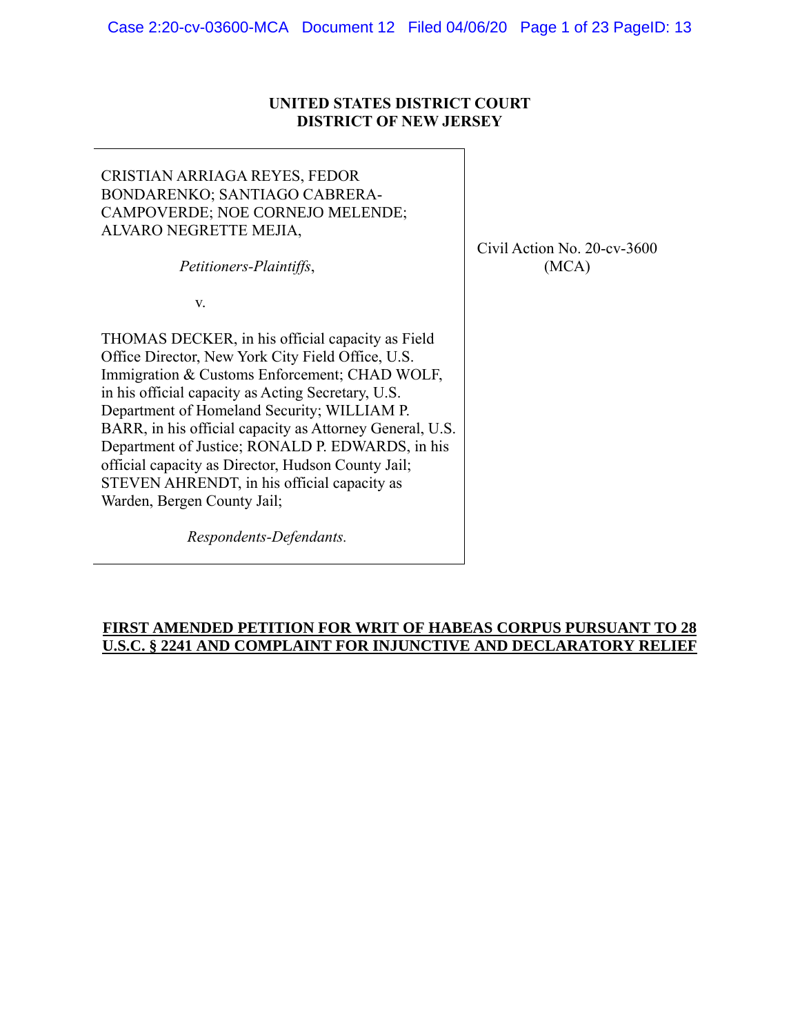**UNITED STATES DISTRICT COURT**
**DISTRICT OF NEW JERSEY**

CRISTIAN ARRIAGA REYES, FEDOR BONDARENKO; SANTIAGO CABRERA-CAMPOVERDE; NOE CORNEJO MELENDE; ALVARO NEGRETTE MEJIA,

*Petitioners-Plaintiffs*,

v.

THOMAS DECKER, in his official capacity as Field Office Director, New York City Field Office, U.S. Immigration & Customs Enforcement; CHAD WOLF, in his official capacity as Acting Secretary, U.S. Department of Homeland Security; WILLIAM P. BARR, in his official capacity as Attorney General, U.S. Department of Justice; RONALD P. EDWARDS, in his official capacity as Director, Hudson County Jail; STEVEN AHRENDT, in his official capacity as Warden, Bergen County Jail;

*Respondents-Defendants.*

Civil Action No. 20-cv-3600 (MCA)

**FIRST AMENDED PETITION FOR WRIT OF HABEAS CORPUS PURSUANT TO 28 U.S.C. § 2241 AND COMPLAINT FOR INJUNCTIVE AND DECLARATORY RELIEF**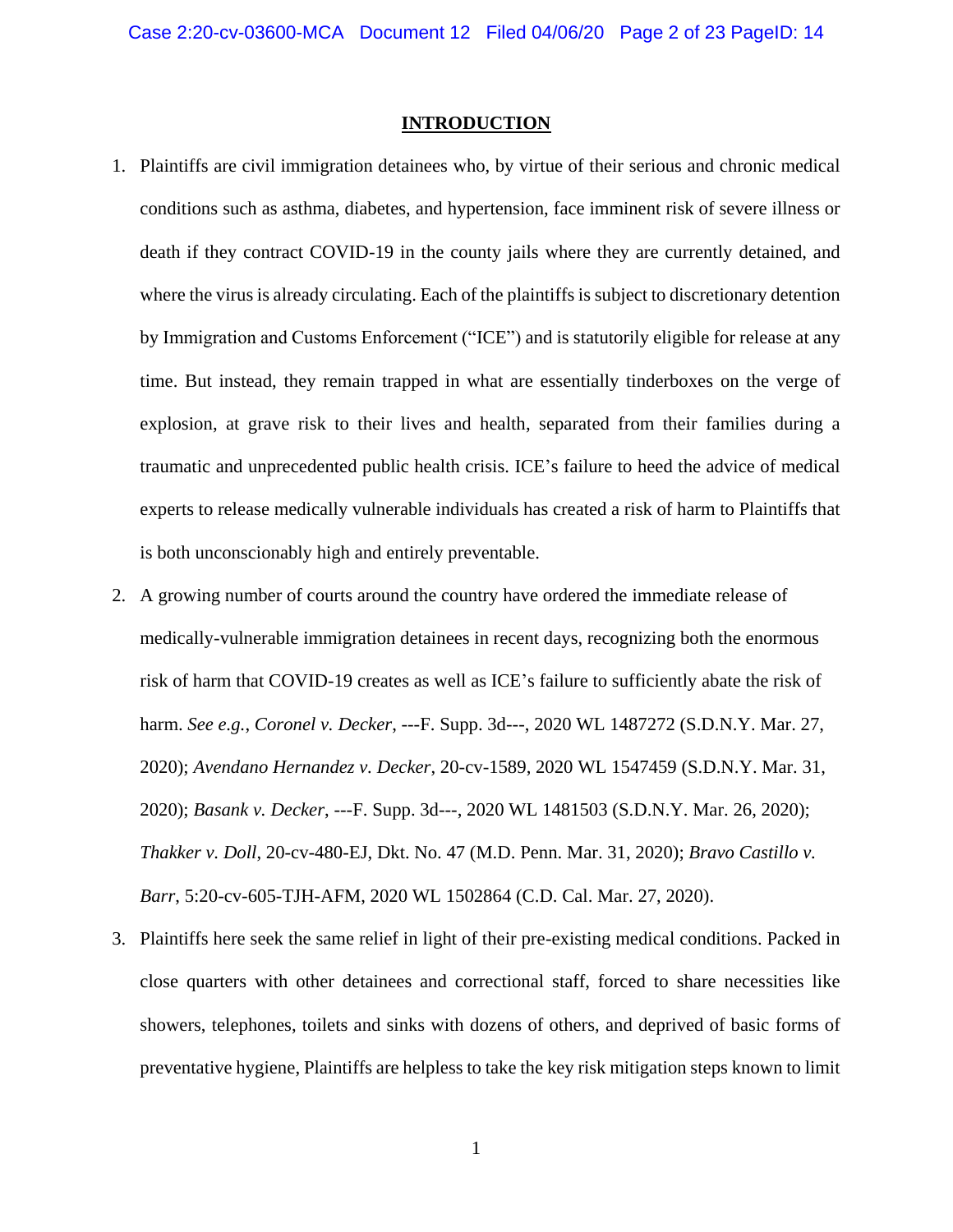## INTRODUCTION

1. Plaintiffs are civil immigration detainees who, by virtue of their serious and chronic medical conditions such as asthma, diabetes, and hypertension, face imminent risk of severe illness or death if they contract COVID-19 in the county jails where they are currently detained, and where the virus is already circulating. Each of the plaintiffs is subject to discretionary detention by Immigration and Customs Enforcement ("ICE") and is statutorily eligible for release at any time. But instead, they remain trapped in what are essentially tinderboxes on the verge of explosion, at grave risk to their lives and health, separated from their families during a traumatic and unprecedented public health crisis. ICE's failure to heed the advice of medical experts to release medically vulnerable individuals has created a risk of harm to Plaintiffs that is both unconscionably high and entirely preventable.

2. A growing number of courts around the country have ordered the immediate release of medically-vulnerable immigration detainees in recent days, recognizing both the enormous risk of harm that COVID-19 creates as well as ICE's failure to sufficiently abate the risk of harm. *See e.g.*, *Coronel v. Decker*, ---F. Supp. 3d---, 2020 WL 1487272 (S.D.N.Y. Mar. 27, 2020); *Avendano Hernandez v. Decker*, 20-cv-1589, 2020 WL 1547459 (S.D.N.Y. Mar. 31, 2020); *Basank v. Decker*, ---F. Supp. 3d---, 2020 WL 1481503 (S.D.N.Y. Mar. 26, 2020); *Thakker v. Doll*, 20-cv-480-EJ, Dkt. No. 47 (M.D. Penn. Mar. 31, 2020); *Bravo Castillo v. Barr*, 5:20-cv-605-TJH-AFM, 2020 WL 1502864 (C.D. Cal. Mar. 27, 2020).

3. Plaintiffs here seek the same relief in light of their pre-existing medical conditions. Packed in close quarters with other detainees and correctional staff, forced to share necessities like showers, telephones, toilets and sinks with dozens of others, and deprived of basic forms of preventative hygiene, Plaintiffs are helpless to take the key risk mitigation steps known to limit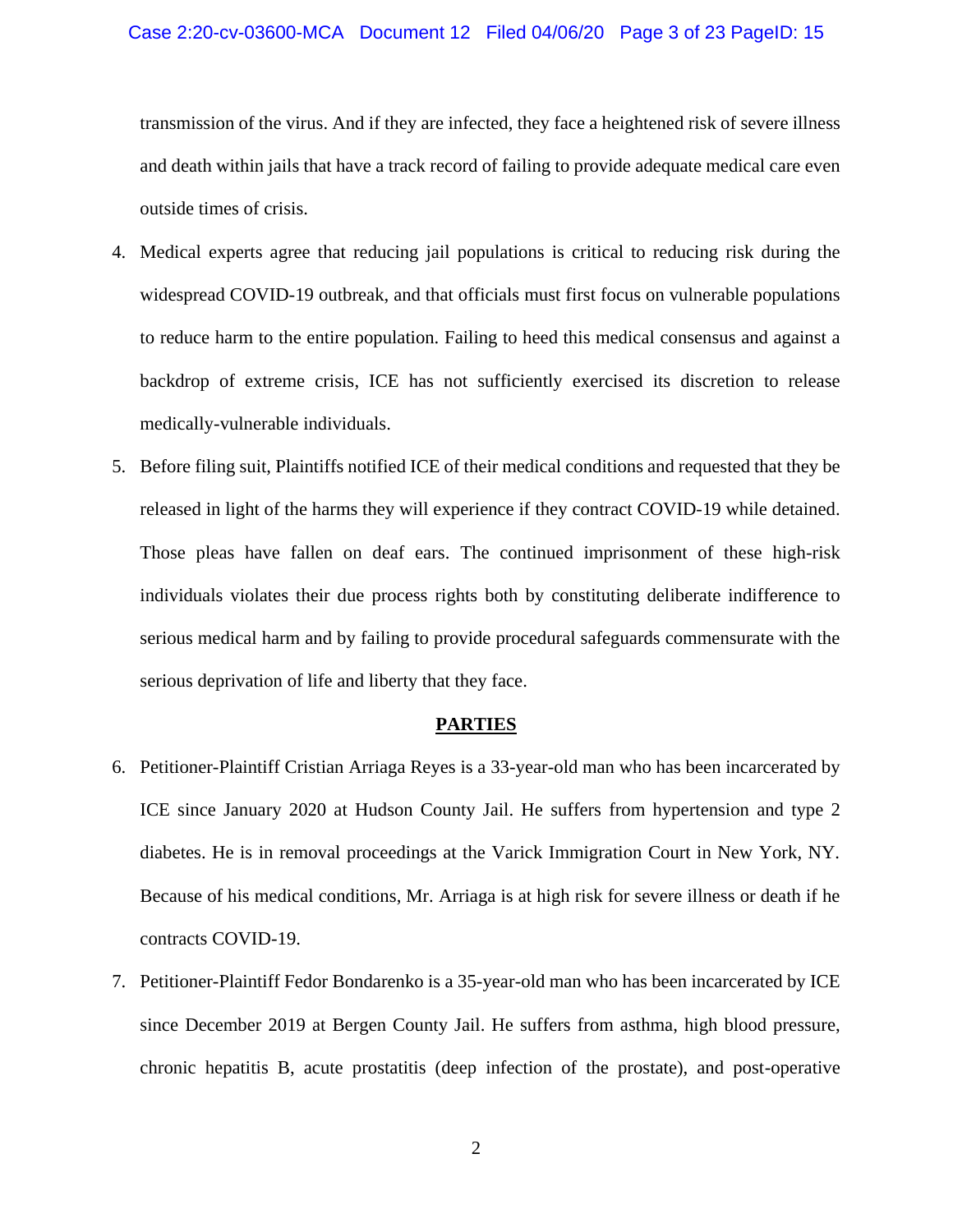transmission of the virus. And if they are infected, they face a heightened risk of severe illness and death within jails that have a track record of failing to provide adequate medical care even outside times of crisis.

4. Medical experts agree that reducing jail populations is critical to reducing risk during the widespread COVID-19 outbreak, and that officials must first focus on vulnerable populations to reduce harm to the entire population. Failing to heed this medical consensus and against a backdrop of extreme crisis, ICE has not sufficiently exercised its discretion to release medically-vulnerable individuals.

5. Before filing suit, Plaintiffs notified ICE of their medical conditions and requested that they be released in light of the harms they will experience if they contract COVID-19 while detained. Those pleas have fallen on deaf ears. The continued imprisonment of these high-risk individuals violates their due process rights both by constituting deliberate indifference to serious medical harm and by failing to provide procedural safeguards commensurate with the serious deprivation of life and liberty that they face.

**PARTIES**

6. Petitioner-Plaintiff Cristian Arriaga Reyes is a 33-year-old man who has been incarcerated by ICE since January 2020 at Hudson County Jail. He suffers from hypertension and type 2 diabetes. He is in removal proceedings at the Varick Immigration Court in New York, NY. Because of his medical conditions, Mr. Arriaga is at high risk for severe illness or death if he contracts COVID-19.

7. Petitioner-Plaintiff Fedor Bondarenko is a 35-year-old man who has been incarcerated by ICE since December 2019 at Bergen County Jail. He suffers from asthma, high blood pressure, chronic hepatitis B, acute prostatitis (deep infection of the prostate), and post-operative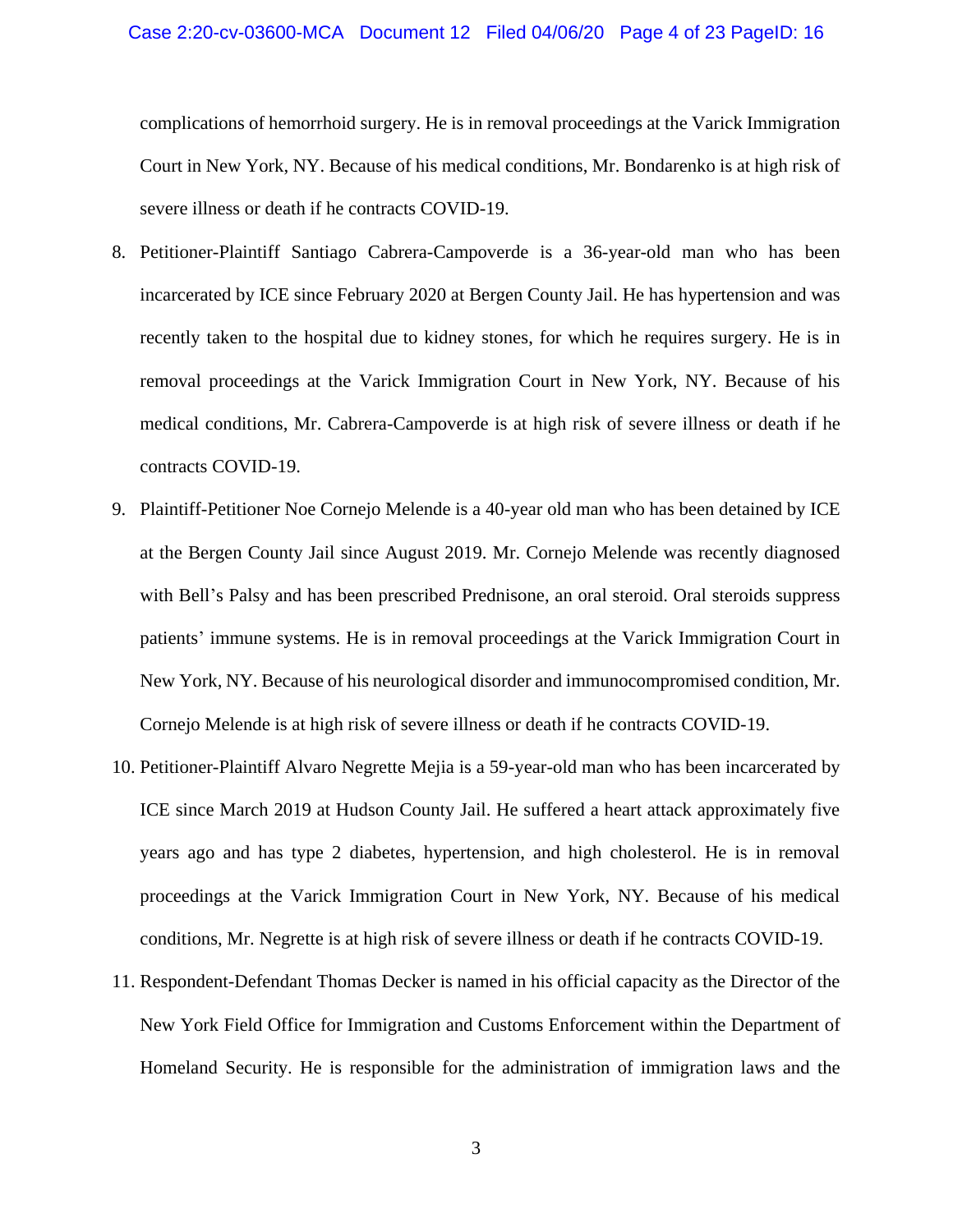complications of hemorrhoid surgery. He is in removal proceedings at the Varick Immigration Court in New York, NY. Because of his medical conditions, Mr. Bondarenko is at high risk of severe illness or death if he contracts COVID-19.

8. Petitioner-Plaintiff Santiago Cabrera-Campoverde is a 36-year-old man who has been incarcerated by ICE since February 2020 at Bergen County Jail. He has hypertension and was recently taken to the hospital due to kidney stones, for which he requires surgery. He is in removal proceedings at the Varick Immigration Court in New York, NY. Because of his medical conditions, Mr. Cabrera-Campoverde is at high risk of severe illness or death if he contracts COVID-19.

9. Plaintiff-Petitioner Noe Cornejo Melende is a 40-year old man who has been detained by ICE at the Bergen County Jail since August 2019. Mr. Cornejo Melende was recently diagnosed with Bell's Palsy and has been prescribed Prednisone, an oral steroid. Oral steroids suppress patients' immune systems. He is in removal proceedings at the Varick Immigration Court in New York, NY. Because of his neurological disorder and immunocompromised condition, Mr. Cornejo Melende is at high risk of severe illness or death if he contracts COVID-19.

10. Petitioner-Plaintiff Alvaro Negrette Mejia is a 59-year-old man who has been incarcerated by ICE since March 2019 at Hudson County Jail. He suffered a heart attack approximately five years ago and has type 2 diabetes, hypertension, and high cholesterol. He is in removal proceedings at the Varick Immigration Court in New York, NY. Because of his medical conditions, Mr. Negrette is at high risk of severe illness or death if he contracts COVID-19.

11. Respondent-Defendant Thomas Decker is named in his official capacity as the Director of the New York Field Office for Immigration and Customs Enforcement within the Department of Homeland Security. He is responsible for the administration of immigration laws and the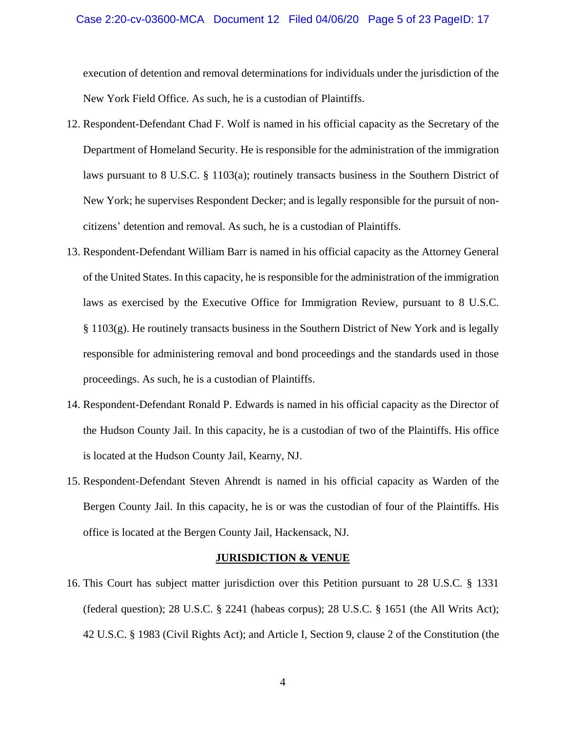execution of detention and removal determinations for individuals under the jurisdiction of the New York Field Office. As such, he is a custodian of Plaintiffs.

12. Respondent-Defendant Chad F. Wolf is named in his official capacity as the Secretary of the Department of Homeland Security. He is responsible for the administration of the immigration laws pursuant to 8 U.S.C. § 1103(a); routinely transacts business in the Southern District of New York; he supervises Respondent Decker; and is legally responsible for the pursuit of non-citizens' detention and removal. As such, he is a custodian of Plaintiffs.

13. Respondent-Defendant William Barr is named in his official capacity as the Attorney General of the United States. In this capacity, he is responsible for the administration of the immigration laws as exercised by the Executive Office for Immigration Review, pursuant to 8 U.S.C. § 1103(g). He routinely transacts business in the Southern District of New York and is legally responsible for administering removal and bond proceedings and the standards used in those proceedings. As such, he is a custodian of Plaintiffs.

14. Respondent-Defendant Ronald P. Edwards is named in his official capacity as the Director of the Hudson County Jail. In this capacity, he is a custodian of two of the Plaintiffs. His office is located at the Hudson County Jail, Kearny, NJ.

15. Respondent-Defendant Steven Ahrendt is named in his official capacity as Warden of the Bergen County Jail. In this capacity, he is or was the custodian of four of the Plaintiffs. His office is located at the Bergen County Jail, Hackensack, NJ.

## JURISDICTION & VENUE

16. This Court has subject matter jurisdiction over this Petition pursuant to 28 U.S.C. § 1331 (federal question); 28 U.S.C. § 2241 (habeas corpus); 28 U.S.C. § 1651 (the All Writs Act); 42 U.S.C. § 1983 (Civil Rights Act); and Article I, Section 9, clause 2 of the Constitution (the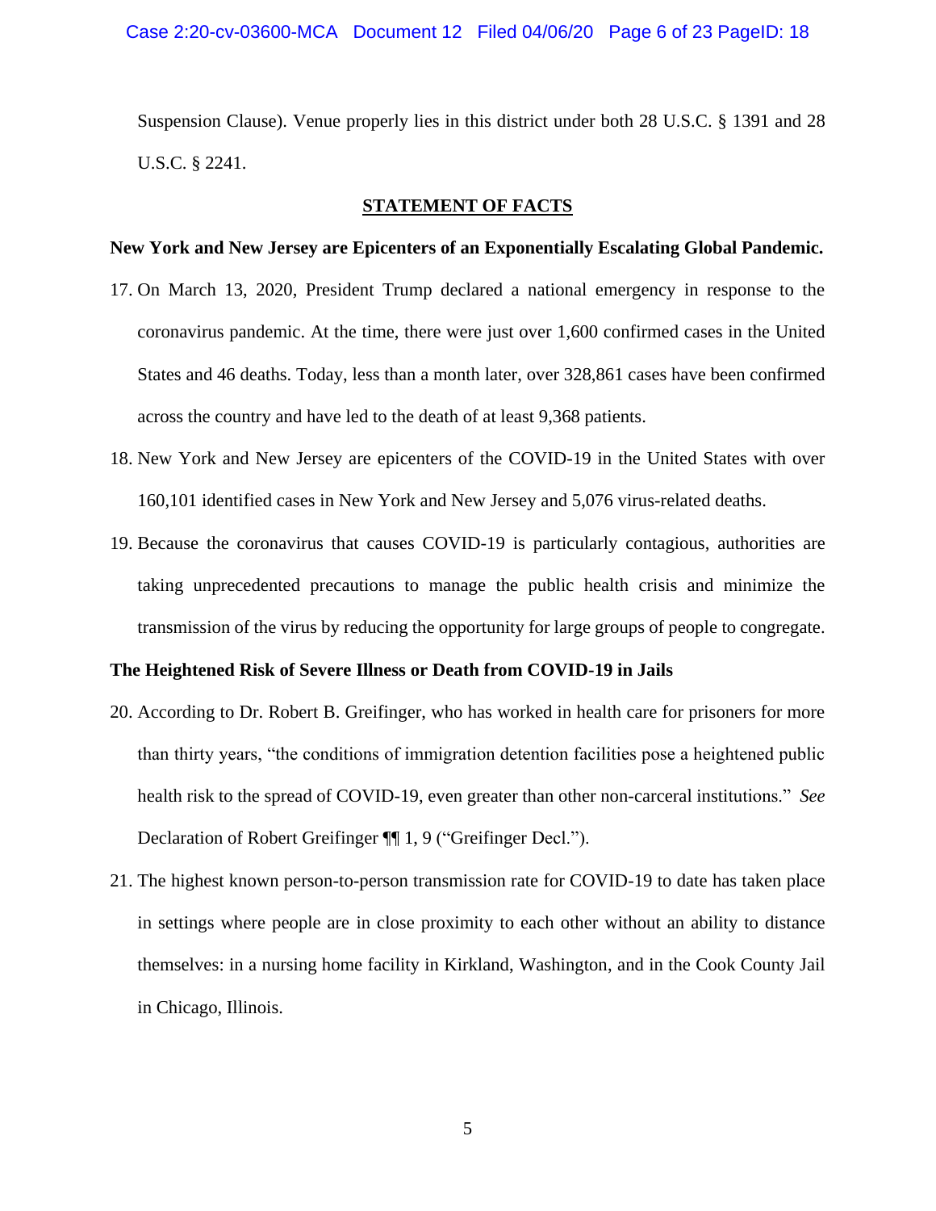Suspension Clause). Venue properly lies in this district under both 28 U.S.C. § 1391 and 28 U.S.C. § 2241.

## STATEMENT OF FACTS

**New York and New Jersey are Epicenters of an Exponentially Escalating Global Pandemic.**

17. On March 13, 2020, President Trump declared a national emergency in response to the coronavirus pandemic. At the time, there were just over 1,600 confirmed cases in the United States and 46 deaths. Today, less than a month later, over 328,861 cases have been confirmed across the country and have led to the death of at least 9,368 patients.

18. New York and New Jersey are epicenters of the COVID-19 in the United States with over 160,101 identified cases in New York and New Jersey and 5,076 virus-related deaths.

19. Because the coronavirus that causes COVID-19 is particularly contagious, authorities are taking unprecedented precautions to manage the public health crisis and minimize the transmission of the virus by reducing the opportunity for large groups of people to congregate.

**The Heightened Risk of Severe Illness or Death from COVID-19 in Jails**

20. According to Dr. Robert B. Greifinger, who has worked in health care for prisoners for more than thirty years, "the conditions of immigration detention facilities pose a heightened public health risk to the spread of COVID-19, even greater than other non-carceral institutions." *See* Declaration of Robert Greifinger ¶¶ 1, 9 ("Greifinger Decl.").

21. The highest known person-to-person transmission rate for COVID-19 to date has taken place in settings where people are in close proximity to each other without an ability to distance themselves: in a nursing home facility in Kirkland, Washington, and in the Cook County Jail in Chicago, Illinois.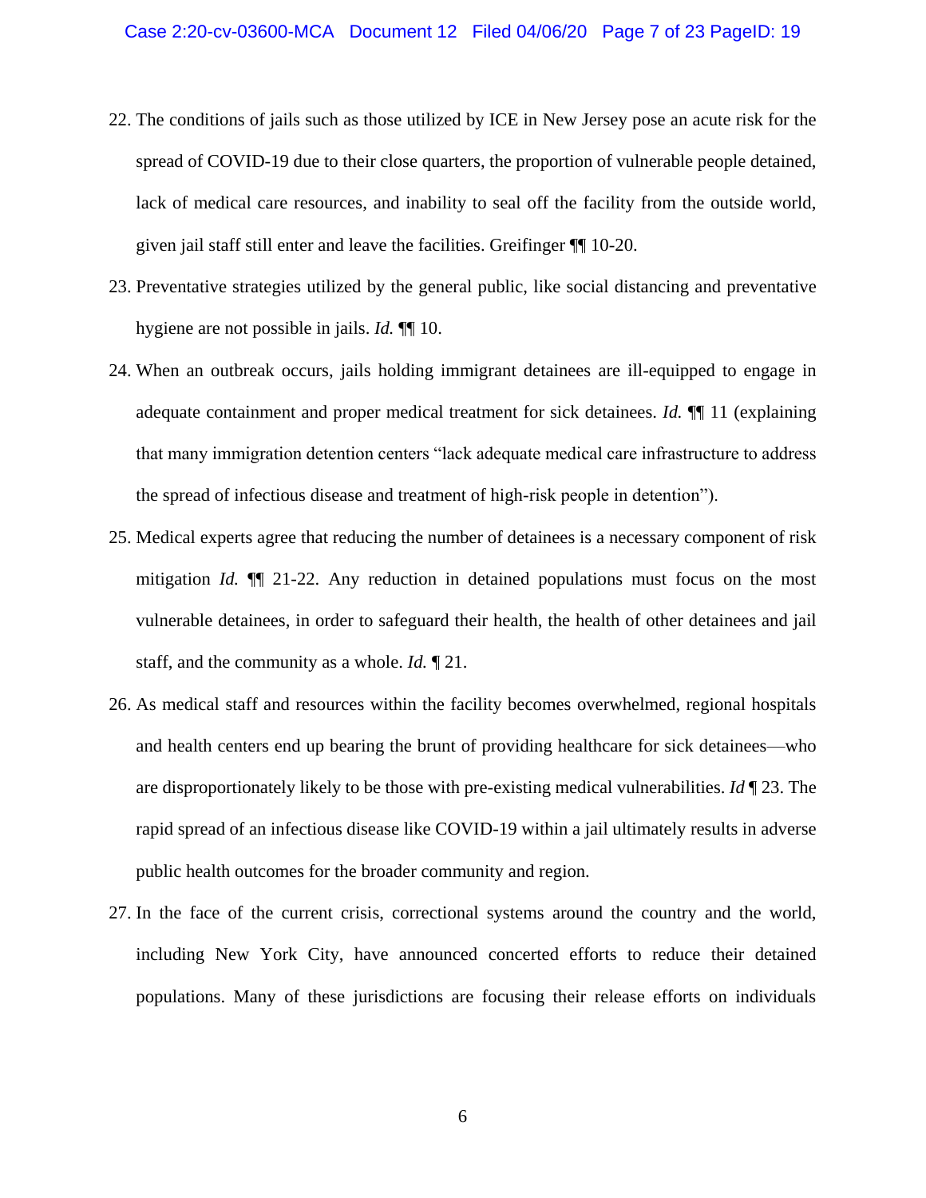22. The conditions of jails such as those utilized by ICE in New Jersey pose an acute risk for the spread of COVID-19 due to their close quarters, the proportion of vulnerable people detained, lack of medical care resources, and inability to seal off the facility from the outside world, given jail staff still enter and leave the facilities. Greifinger ¶¶ 10-20.

23. Preventative strategies utilized by the general public, like social distancing and preventative hygiene are not possible in jails. *Id.* ¶¶ 10.

24. When an outbreak occurs, jails holding immigrant detainees are ill-equipped to engage in adequate containment and proper medical treatment for sick detainees. *Id.* ¶¶ 11 (explaining that many immigration detention centers "lack adequate medical care infrastructure to address the spread of infectious disease and treatment of high-risk people in detention").

25. Medical experts agree that reducing the number of detainees is a necessary component of risk mitigation *Id.* ¶¶ 21-22. Any reduction in detained populations must focus on the most vulnerable detainees, in order to safeguard their health, the health of other detainees and jail staff, and the community as a whole. *Id.* ¶ 21.

26. As medical staff and resources within the facility becomes overwhelmed, regional hospitals and health centers end up bearing the brunt of providing healthcare for sick detainees—who are disproportionately likely to be those with pre-existing medical vulnerabilities. *Id* ¶ 23. The rapid spread of an infectious disease like COVID-19 within a jail ultimately results in adverse public health outcomes for the broader community and region.

27. In the face of the current crisis, correctional systems around the country and the world, including New York City, have announced concerted efforts to reduce their detained populations. Many of these jurisdictions are focusing their release efforts on individuals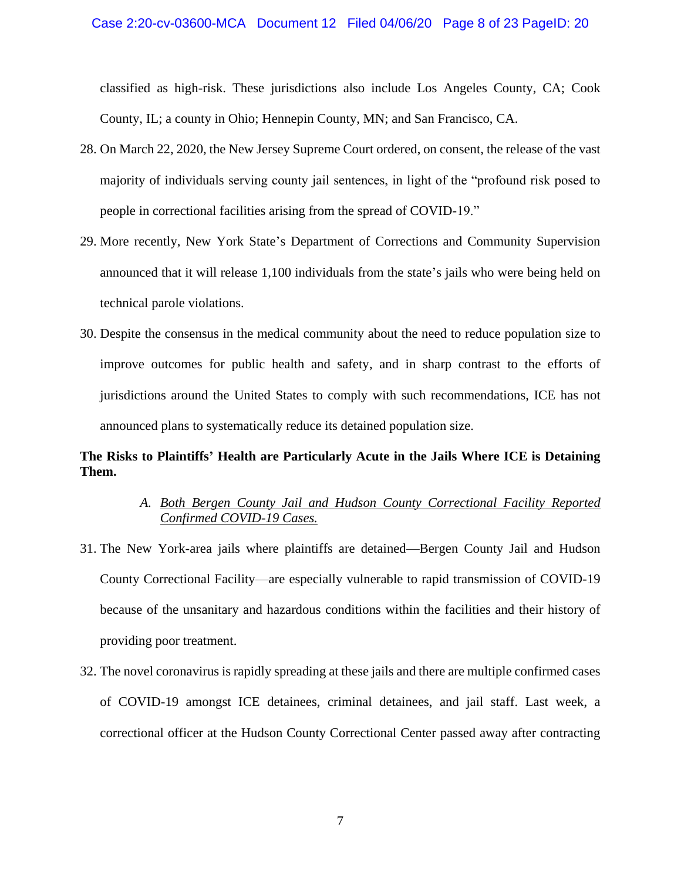classified as high-risk. These jurisdictions also include Los Angeles County, CA; Cook County, IL; a county in Ohio; Hennepin County, MN; and San Francisco, CA.

28. On March 22, 2020, the New Jersey Supreme Court ordered, on consent, the release of the vast majority of individuals serving county jail sentences, in light of the "profound risk posed to people in correctional facilities arising from the spread of COVID-19."

29. More recently, New York State's Department of Corrections and Community Supervision announced that it will release 1,100 individuals from the state's jails who were being held on technical parole violations.

30. Despite the consensus in the medical community about the need to reduce population size to improve outcomes for public health and safety, and in sharp contrast to the efforts of jurisdictions around the United States to comply with such recommendations, ICE has not announced plans to systematically reduce its detained population size.

**The Risks to Plaintiffs' Health are Particularly Acute in the Jails Where ICE is Detaining Them.**

*A. Both Bergen County Jail and Hudson County Correctional Facility Reported Confirmed COVID-19 Cases.*

31. The New York-area jails where plaintiffs are detained—Bergen County Jail and Hudson County Correctional Facility—are especially vulnerable to rapid transmission of COVID-19 because of the unsanitary and hazardous conditions within the facilities and their history of providing poor treatment.

32. The novel coronavirus is rapidly spreading at these jails and there are multiple confirmed cases of COVID-19 amongst ICE detainees, criminal detainees, and jail staff. Last week, a correctional officer at the Hudson County Correctional Center passed away after contracting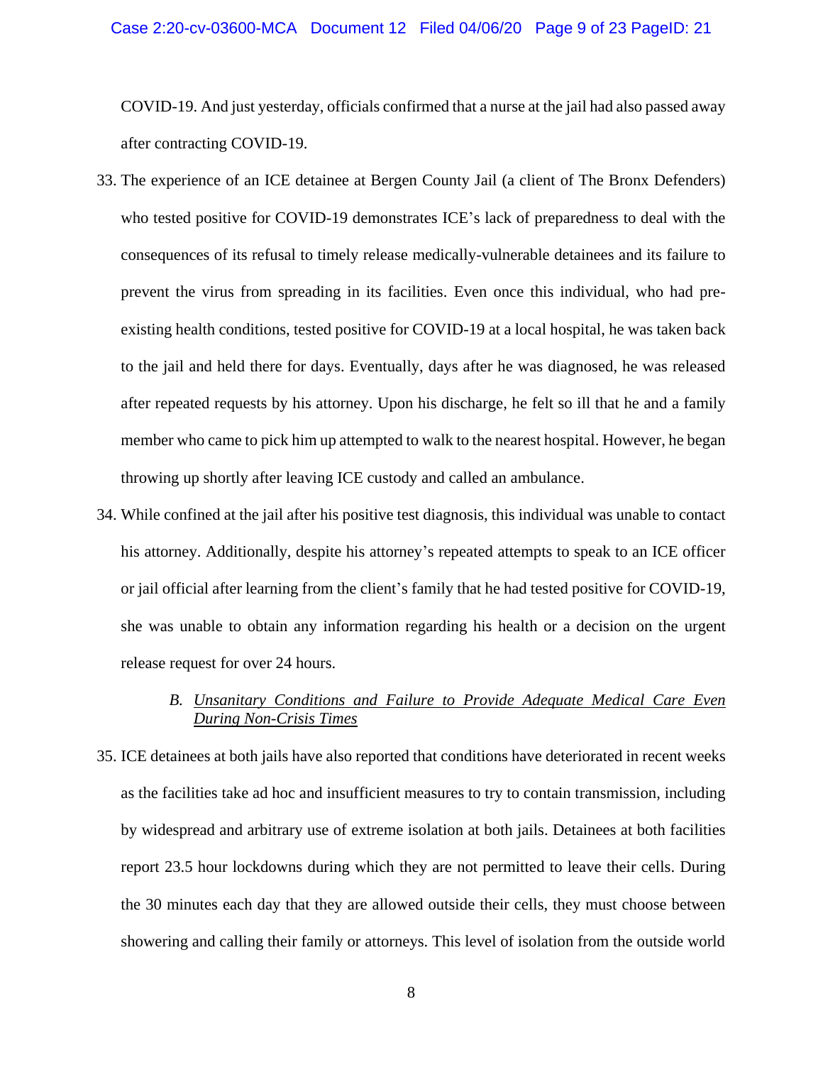COVID-19. And just yesterday, officials confirmed that a nurse at the jail had also passed away after contracting COVID-19.

33. The experience of an ICE detainee at Bergen County Jail (a client of The Bronx Defenders) who tested positive for COVID-19 demonstrates ICE's lack of preparedness to deal with the consequences of its refusal to timely release medically-vulnerable detainees and its failure to prevent the virus from spreading in its facilities. Even once this individual, who had pre-existing health conditions, tested positive for COVID-19 at a local hospital, he was taken back to the jail and held there for days. Eventually, days after he was diagnosed, he was released after repeated requests by his attorney. Upon his discharge, he felt so ill that he and a family member who came to pick him up attempted to walk to the nearest hospital. However, he began throwing up shortly after leaving ICE custody and called an ambulance.

34. While confined at the jail after his positive test diagnosis, this individual was unable to contact his attorney. Additionally, despite his attorney's repeated attempts to speak to an ICE officer or jail official after learning from the client's family that he had tested positive for COVID-19, she was unable to obtain any information regarding his health or a decision on the urgent release request for over 24 hours.

### B. *Unsanitary Conditions and Failure to Provide Adequate Medical Care Even During Non-Crisis Times*

35. ICE detainees at both jails have also reported that conditions have deteriorated in recent weeks as the facilities take ad hoc and insufficient measures to try to contain transmission, including by widespread and arbitrary use of extreme isolation at both jails. Detainees at both facilities report 23.5 hour lockdowns during which they are not permitted to leave their cells. During the 30 minutes each day that they are allowed outside their cells, they must choose between showering and calling their family or attorneys. This level of isolation from the outside world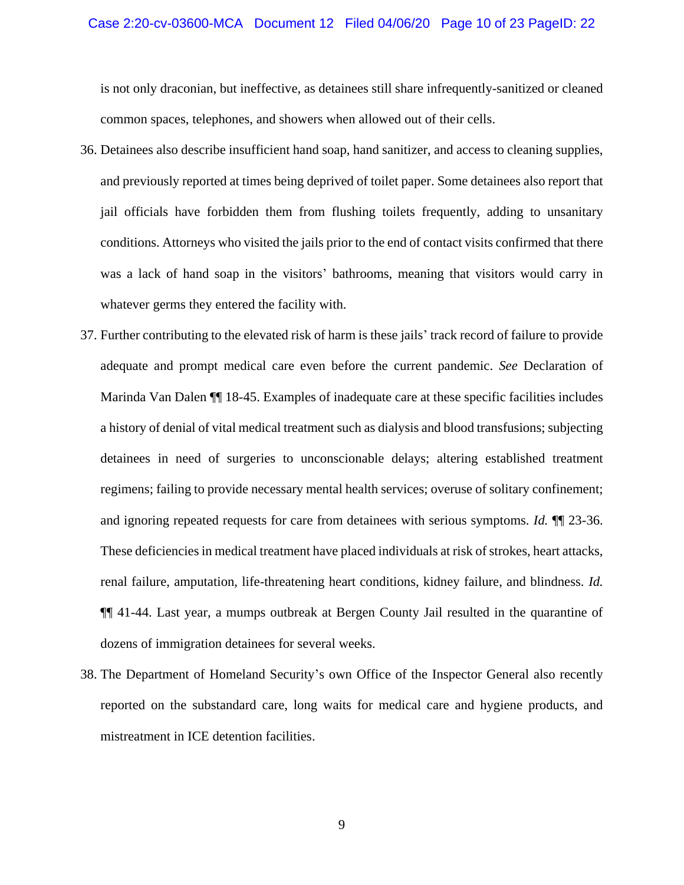is not only draconian, but ineffective, as detainees still share infrequently-sanitized or cleaned common spaces, telephones, and showers when allowed out of their cells.

36. Detainees also describe insufficient hand soap, hand sanitizer, and access to cleaning supplies, and previously reported at times being deprived of toilet paper. Some detainees also report that jail officials have forbidden them from flushing toilets frequently, adding to unsanitary conditions. Attorneys who visited the jails prior to the end of contact visits confirmed that there was a lack of hand soap in the visitors' bathrooms, meaning that visitors would carry in whatever germs they entered the facility with.

37. Further contributing to the elevated risk of harm is these jails' track record of failure to provide adequate and prompt medical care even before the current pandemic. *See* Declaration of Marinda Van Dalen ¶¶ 18-45. Examples of inadequate care at these specific facilities includes a history of denial of vital medical treatment such as dialysis and blood transfusions; subjecting detainees in need of surgeries to unconscionable delays; altering established treatment regimens; failing to provide necessary mental health services; overuse of solitary confinement; and ignoring repeated requests for care from detainees with serious symptoms. *Id.* ¶¶ 23-36. These deficiencies in medical treatment have placed individuals at risk of strokes, heart attacks, renal failure, amputation, life-threatening heart conditions, kidney failure, and blindness. *Id.* ¶¶ 41-44. Last year, a mumps outbreak at Bergen County Jail resulted in the quarantine of dozens of immigration detainees for several weeks.

38. The Department of Homeland Security's own Office of the Inspector General also recently reported on the substandard care, long waits for medical care and hygiene products, and mistreatment in ICE detention facilities.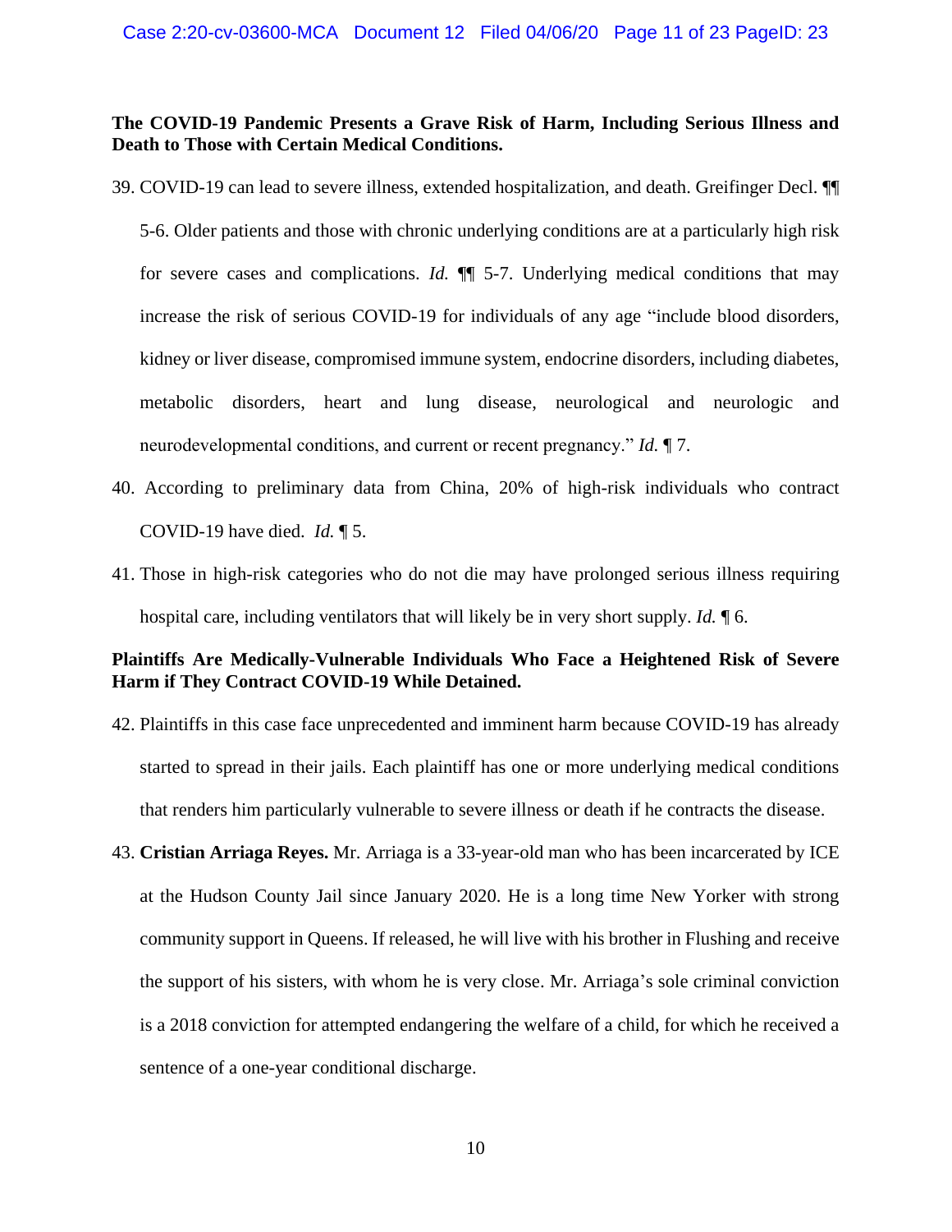**The COVID-19 Pandemic Presents a Grave Risk of Harm, Including Serious Illness and Death to Those with Certain Medical Conditions.**

39. COVID-19 can lead to severe illness, extended hospitalization, and death. Greifinger Decl. ¶¶ 5-6. Older patients and those with chronic underlying conditions are at a particularly high risk for severe cases and complications. *Id.* ¶¶ 5-7. Underlying medical conditions that may increase the risk of serious COVID-19 for individuals of any age "include blood disorders, kidney or liver disease, compromised immune system, endocrine disorders, including diabetes, metabolic disorders, heart and lung disease, neurological and neurologic and neurodevelopmental conditions, and current or recent pregnancy." *Id.* ¶ 7.

40. According to preliminary data from China, 20% of high-risk individuals who contract COVID-19 have died. *Id.* ¶ 5.

41. Those in high-risk categories who do not die may have prolonged serious illness requiring hospital care, including ventilators that will likely be in very short supply. *Id.* ¶ 6.

**Plaintiffs Are Medically-Vulnerable Individuals Who Face a Heightened Risk of Severe Harm if They Contract COVID-19 While Detained.**

42. Plaintiffs in this case face unprecedented and imminent harm because COVID-19 has already started to spread in their jails. Each plaintiff has one or more underlying medical conditions that renders him particularly vulnerable to severe illness or death if he contracts the disease.

43. **Cristian Arriaga Reyes.** Mr. Arriaga is a 33-year-old man who has been incarcerated by ICE at the Hudson County Jail since January 2020. He is a long time New Yorker with strong community support in Queens. If released, he will live with his brother in Flushing and receive the support of his sisters, with whom he is very close. Mr. Arriaga's sole criminal conviction is a 2018 conviction for attempted endangering the welfare of a child, for which he received a sentence of a one-year conditional discharge.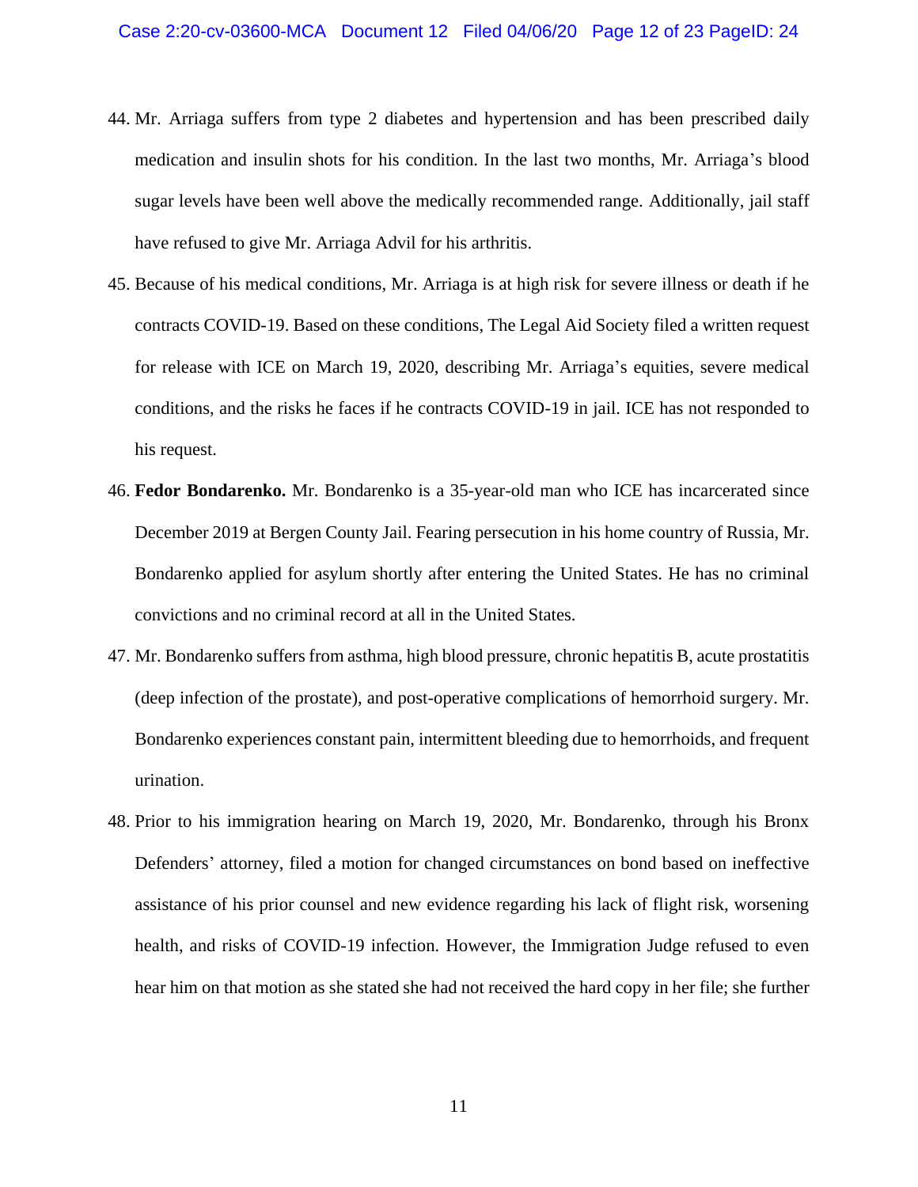44. Mr. Arriaga suffers from type 2 diabetes and hypertension and has been prescribed daily medication and insulin shots for his condition. In the last two months, Mr. Arriaga's blood sugar levels have been well above the medically recommended range. Additionally, jail staff have refused to give Mr. Arriaga Advil for his arthritis.

45. Because of his medical conditions, Mr. Arriaga is at high risk for severe illness or death if he contracts COVID-19. Based on these conditions, The Legal Aid Society filed a written request for release with ICE on March 19, 2020, describing Mr. Arriaga's equities, severe medical conditions, and the risks he faces if he contracts COVID-19 in jail. ICE has not responded to his request.

46. **Fedor Bondarenko.** Mr. Bondarenko is a 35-year-old man who ICE has incarcerated since December 2019 at Bergen County Jail. Fearing persecution in his home country of Russia, Mr. Bondarenko applied for asylum shortly after entering the United States. He has no criminal convictions and no criminal record at all in the United States.

47. Mr. Bondarenko suffers from asthma, high blood pressure, chronic hepatitis B, acute prostatitis (deep infection of the prostate), and post-operative complications of hemorrhoid surgery. Mr. Bondarenko experiences constant pain, intermittent bleeding due to hemorrhoids, and frequent urination.

48. Prior to his immigration hearing on March 19, 2020, Mr. Bondarenko, through his Bronx Defenders' attorney, filed a motion for changed circumstances on bond based on ineffective assistance of his prior counsel and new evidence regarding his lack of flight risk, worsening health, and risks of COVID-19 infection. However, the Immigration Judge refused to even hear him on that motion as she stated she had not received the hard copy in her file; she further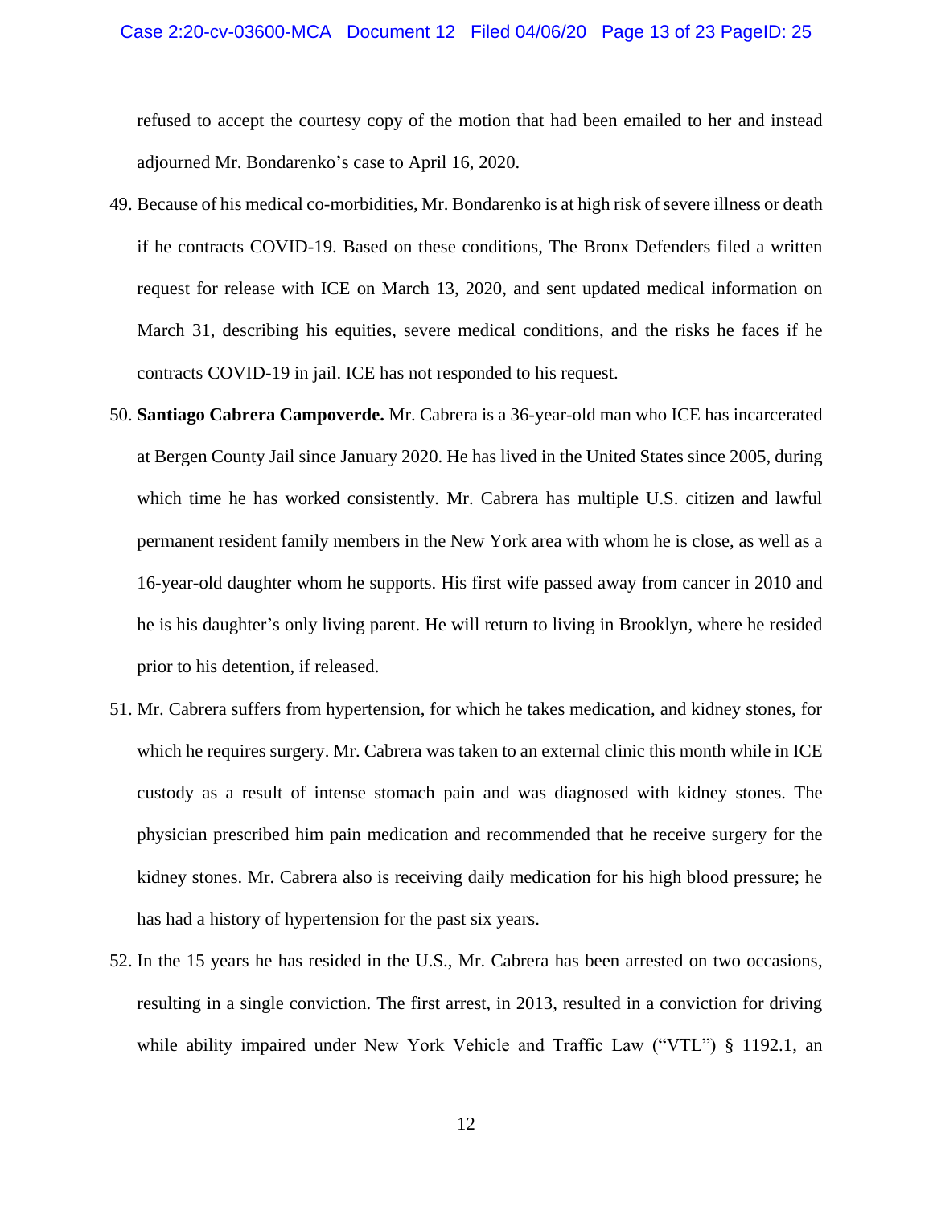refused to accept the courtesy copy of the motion that had been emailed to her and instead adjourned Mr. Bondarenko's case to April 16, 2020.

49. Because of his medical co-morbidities, Mr. Bondarenko is at high risk of severe illness or death if he contracts COVID-19. Based on these conditions, The Bronx Defenders filed a written request for release with ICE on March 13, 2020, and sent updated medical information on March 31, describing his equities, severe medical conditions, and the risks he faces if he contracts COVID-19 in jail. ICE has not responded to his request.

50. **Santiago Cabrera Campoverde.** Mr. Cabrera is a 36-year-old man who ICE has incarcerated at Bergen County Jail since January 2020. He has lived in the United States since 2005, during which time he has worked consistently. Mr. Cabrera has multiple U.S. citizen and lawful permanent resident family members in the New York area with whom he is close, as well as a 16-year-old daughter whom he supports. His first wife passed away from cancer in 2010 and he is his daughter's only living parent. He will return to living in Brooklyn, where he resided prior to his detention, if released.

51. Mr. Cabrera suffers from hypertension, for which he takes medication, and kidney stones, for which he requires surgery. Mr. Cabrera was taken to an external clinic this month while in ICE custody as a result of intense stomach pain and was diagnosed with kidney stones. The physician prescribed him pain medication and recommended that he receive surgery for the kidney stones. Mr. Cabrera also is receiving daily medication for his high blood pressure; he has had a history of hypertension for the past six years.

52. In the 15 years he has resided in the U.S., Mr. Cabrera has been arrested on two occasions, resulting in a single conviction. The first arrest, in 2013, resulted in a conviction for driving while ability impaired under New York Vehicle and Traffic Law ("VTL") § 1192.1, an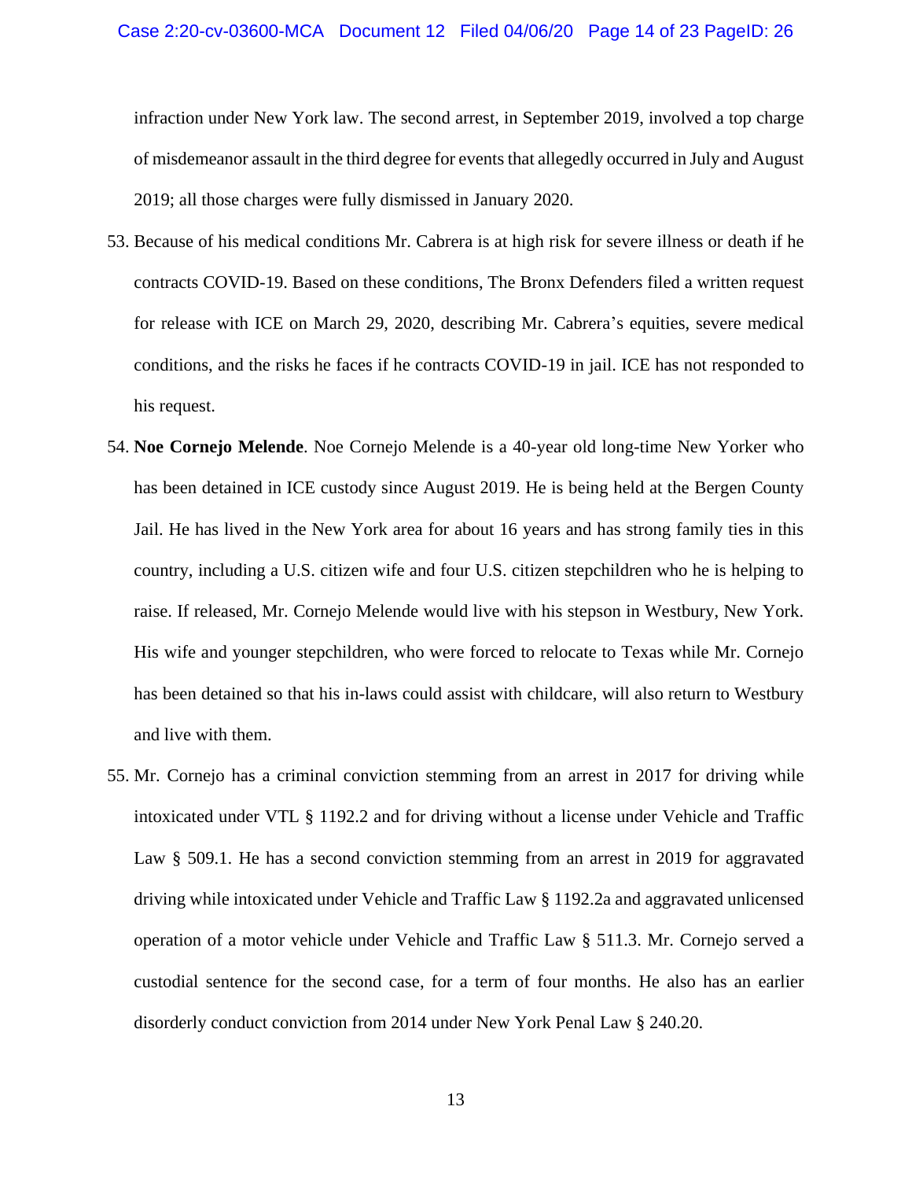infraction under New York law. The second arrest, in September 2019, involved a top charge of misdemeanor assault in the third degree for events that allegedly occurred in July and August 2019; all those charges were fully dismissed in January 2020.

53. Because of his medical conditions Mr. Cabrera is at high risk for severe illness or death if he contracts COVID-19. Based on these conditions, The Bronx Defenders filed a written request for release with ICE on March 29, 2020, describing Mr. Cabrera's equities, severe medical conditions, and the risks he faces if he contracts COVID-19 in jail. ICE has not responded to his request.

54. **Noe Cornejo Melende**. Noe Cornejo Melende is a 40-year old long-time New Yorker who has been detained in ICE custody since August 2019. He is being held at the Bergen County Jail. He has lived in the New York area for about 16 years and has strong family ties in this country, including a U.S. citizen wife and four U.S. citizen stepchildren who he is helping to raise. If released, Mr. Cornejo Melende would live with his stepson in Westbury, New York. His wife and younger stepchildren, who were forced to relocate to Texas while Mr. Cornejo has been detained so that his in-laws could assist with childcare, will also return to Westbury and live with them.

55. Mr. Cornejo has a criminal conviction stemming from an arrest in 2017 for driving while intoxicated under VTL § 1192.2 and for driving without a license under Vehicle and Traffic Law § 509.1. He has a second conviction stemming from an arrest in 2019 for aggravated driving while intoxicated under Vehicle and Traffic Law § 1192.2a and aggravated unlicensed operation of a motor vehicle under Vehicle and Traffic Law § 511.3. Mr. Cornejo served a custodial sentence for the second case, for a term of four months. He also has an earlier disorderly conduct conviction from 2014 under New York Penal Law § 240.20.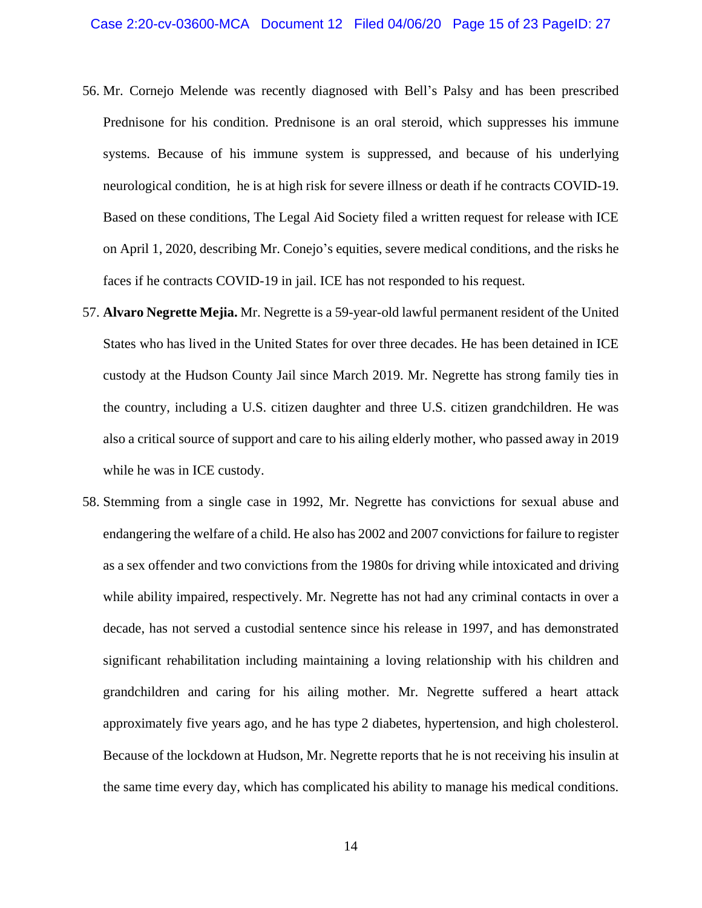56. Mr. Cornejo Melende was recently diagnosed with Bell's Palsy and has been prescribed Prednisone for his condition. Prednisone is an oral steroid, which suppresses his immune systems. Because of his immune system is suppressed, and because of his underlying neurological condition, he is at high risk for severe illness or death if he contracts COVID-19. Based on these conditions, The Legal Aid Society filed a written request for release with ICE on April 1, 2020, describing Mr. Conejo's equities, severe medical conditions, and the risks he faces if he contracts COVID-19 in jail. ICE has not responded to his request.

57. **Alvaro Negrette Mejia.** Mr. Negrette is a 59-year-old lawful permanent resident of the United States who has lived in the United States for over three decades. He has been detained in ICE custody at the Hudson County Jail since March 2019. Mr. Negrette has strong family ties in the country, including a U.S. citizen daughter and three U.S. citizen grandchildren. He was also a critical source of support and care to his ailing elderly mother, who passed away in 2019 while he was in ICE custody.

58. Stemming from a single case in 1992, Mr. Negrette has convictions for sexual abuse and endangering the welfare of a child. He also has 2002 and 2007 convictions for failure to register as a sex offender and two convictions from the 1980s for driving while intoxicated and driving while ability impaired, respectively. Mr. Negrette has not had any criminal contacts in over a decade, has not served a custodial sentence since his release in 1997, and has demonstrated significant rehabilitation including maintaining a loving relationship with his children and grandchildren and caring for his ailing mother. Mr. Negrette suffered a heart attack approximately five years ago, and he has type 2 diabetes, hypertension, and high cholesterol. Because of the lockdown at Hudson, Mr. Negrette reports that he is not receiving his insulin at the same time every day, which has complicated his ability to manage his medical conditions.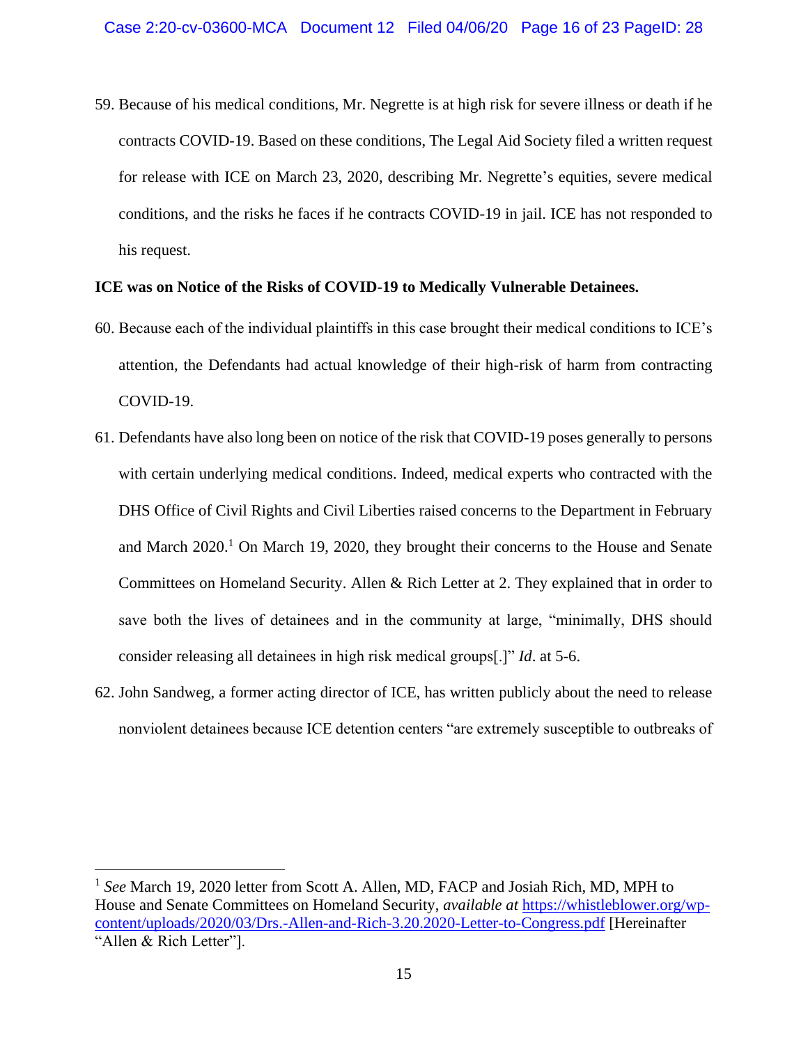59. Because of his medical conditions, Mr. Negrette is at high risk for severe illness or death if he contracts COVID-19. Based on these conditions, The Legal Aid Society filed a written request for release with ICE on March 23, 2020, describing Mr. Negrette's equities, severe medical conditions, and the risks he faces if he contracts COVID-19 in jail. ICE has not responded to his request.

**ICE was on Notice of the Risks of COVID-19 to Medically Vulnerable Detainees.**

60. Because each of the individual plaintiffs in this case brought their medical conditions to ICE's attention, the Defendants had actual knowledge of their high-risk of harm from contracting COVID-19.

61. Defendants have also long been on notice of the risk that COVID-19 poses generally to persons with certain underlying medical conditions. Indeed, medical experts who contracted with the DHS Office of Civil Rights and Civil Liberties raised concerns to the Department in February and March 2020.[1] On March 19, 2020, they brought their concerns to the House and Senate Committees on Homeland Security. Allen & Rich Letter at 2. They explained that in order to save both the lives of detainees and in the community at large, "minimally, DHS should consider releasing all detainees in high risk medical groups[.]" *Id*. at 5-6.

62. John Sandweg, a former acting director of ICE, has written publicly about the need to release nonviolent detainees because ICE detention centers "are extremely susceptible to outbreaks of

---

[1] *See* March 19, 2020 letter from Scott A. Allen, MD, FACP and Josiah Rich, MD, MPH to House and Senate Committees on Homeland Security, *available at* https://whistleblower.org/wp-content/uploads/2020/03/Drs.-Allen-and-Rich-3.20.2020-Letter-to-Congress.pdf [Hereinafter "Allen & Rich Letter"].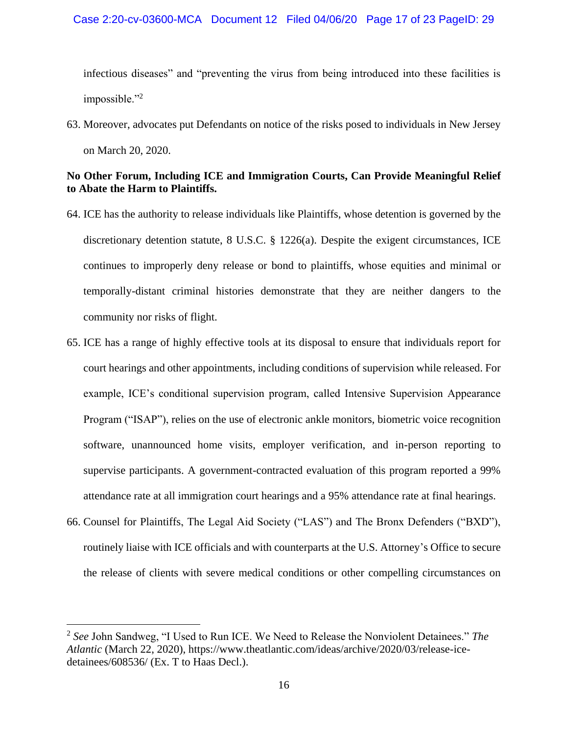infectious diseases" and "preventing the virus from being introduced into these facilities is impossible."[2]

63. Moreover, advocates put Defendants on notice of the risks posed to individuals in New Jersey on March 20, 2020.

**No Other Forum, Including ICE and Immigration Courts, Can Provide Meaningful Relief to Abate the Harm to Plaintiffs.**

64. ICE has the authority to release individuals like Plaintiffs, whose detention is governed by the discretionary detention statute, 8 U.S.C. § 1226(a). Despite the exigent circumstances, ICE continues to improperly deny release or bond to plaintiffs, whose equities and minimal or temporally-distant criminal histories demonstrate that they are neither dangers to the community nor risks of flight.

65. ICE has a range of highly effective tools at its disposal to ensure that individuals report for court hearings and other appointments, including conditions of supervision while released. For example, ICE's conditional supervision program, called Intensive Supervision Appearance Program ("ISAP"), relies on the use of electronic ankle monitors, biometric voice recognition software, unannounced home visits, employer verification, and in-person reporting to supervise participants. A government-contracted evaluation of this program reported a 99% attendance rate at all immigration court hearings and a 95% attendance rate at final hearings.

66. Counsel for Plaintiffs, The Legal Aid Society ("LAS") and The Bronx Defenders ("BXD"), routinely liaise with ICE officials and with counterparts at the U.S. Attorney's Office to secure the release of clients with severe medical conditions or other compelling circumstances on

---

[2] *See* John Sandweg, "I Used to Run ICE. We Need to Release the Nonviolent Detainees." *The Atlantic* (March 22, 2020), https://www.theatlantic.com/ideas/archive/2020/03/release-ice-detainees/608536/ (Ex. T to Haas Decl.).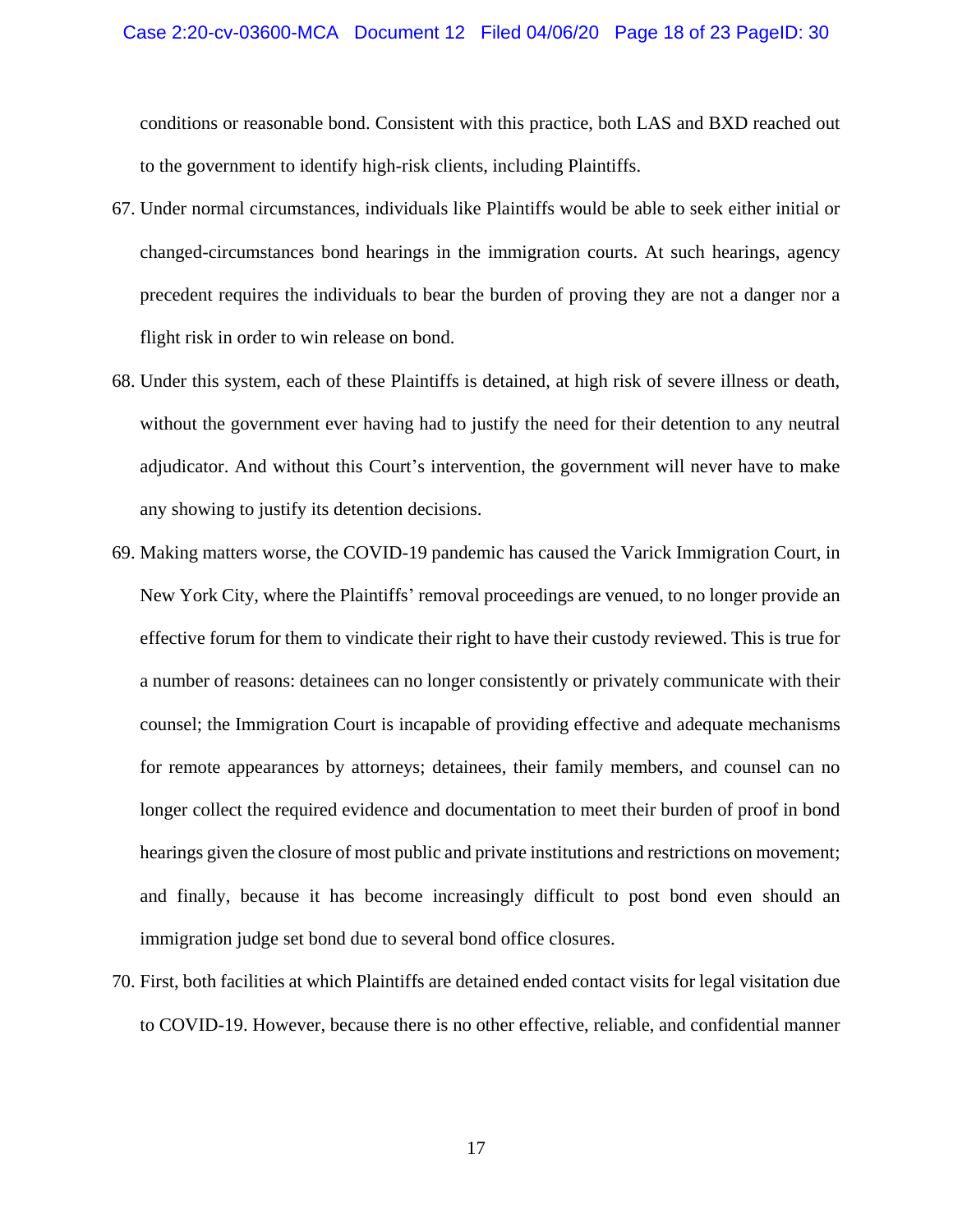conditions or reasonable bond. Consistent with this practice, both LAS and BXD reached out to the government to identify high-risk clients, including Plaintiffs.

67. Under normal circumstances, individuals like Plaintiffs would be able to seek either initial or changed-circumstances bond hearings in the immigration courts. At such hearings, agency precedent requires the individuals to bear the burden of proving they are not a danger nor a flight risk in order to win release on bond.

68. Under this system, each of these Plaintiffs is detained, at high risk of severe illness or death, without the government ever having had to justify the need for their detention to any neutral adjudicator. And without this Court's intervention, the government will never have to make any showing to justify its detention decisions.

69. Making matters worse, the COVID-19 pandemic has caused the Varick Immigration Court, in New York City, where the Plaintiffs' removal proceedings are venued, to no longer provide an effective forum for them to vindicate their right to have their custody reviewed. This is true for a number of reasons: detainees can no longer consistently or privately communicate with their counsel; the Immigration Court is incapable of providing effective and adequate mechanisms for remote appearances by attorneys; detainees, their family members, and counsel can no longer collect the required evidence and documentation to meet their burden of proof in bond hearings given the closure of most public and private institutions and restrictions on movement; and finally, because it has become increasingly difficult to post bond even should an immigration judge set bond due to several bond office closures.

70. First, both facilities at which Plaintiffs are detained ended contact visits for legal visitation due to COVID-19. However, because there is no other effective, reliable, and confidential manner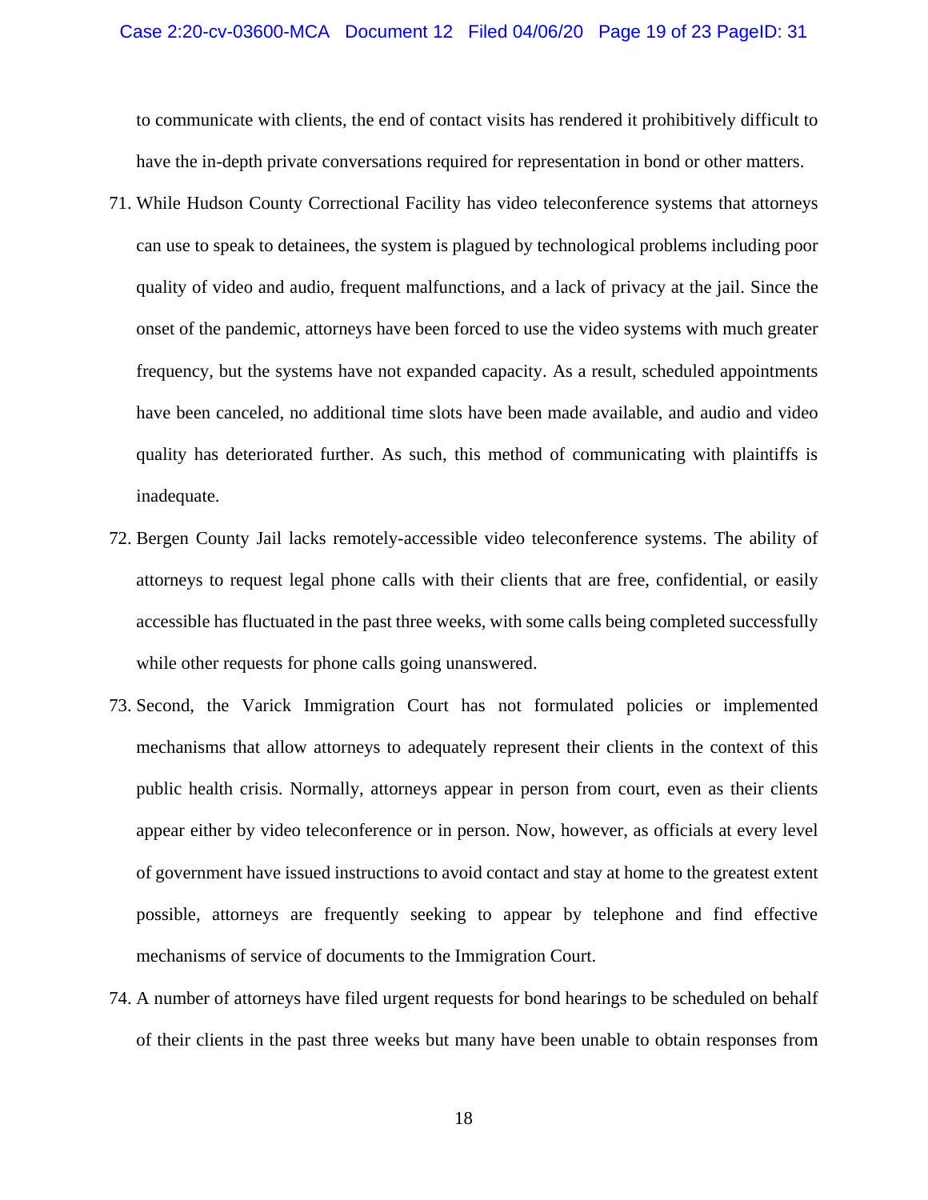to communicate with clients, the end of contact visits has rendered it prohibitively difficult to have the in-depth private conversations required for representation in bond or other matters.

71. While Hudson County Correctional Facility has video teleconference systems that attorneys can use to speak to detainees, the system is plagued by technological problems including poor quality of video and audio, frequent malfunctions, and a lack of privacy at the jail. Since the onset of the pandemic, attorneys have been forced to use the video systems with much greater frequency, but the systems have not expanded capacity. As a result, scheduled appointments have been canceled, no additional time slots have been made available, and audio and video quality has deteriorated further. As such, this method of communicating with plaintiffs is inadequate.

72. Bergen County Jail lacks remotely-accessible video teleconference systems. The ability of attorneys to request legal phone calls with their clients that are free, confidential, or easily accessible has fluctuated in the past three weeks, with some calls being completed successfully while other requests for phone calls going unanswered.

73. Second, the Varick Immigration Court has not formulated policies or implemented mechanisms that allow attorneys to adequately represent their clients in the context of this public health crisis. Normally, attorneys appear in person from court, even as their clients appear either by video teleconference or in person. Now, however, as officials at every level of government have issued instructions to avoid contact and stay at home to the greatest extent possible, attorneys are frequently seeking to appear by telephone and find effective mechanisms of service of documents to the Immigration Court.

74. A number of attorneys have filed urgent requests for bond hearings to be scheduled on behalf of their clients in the past three weeks but many have been unable to obtain responses from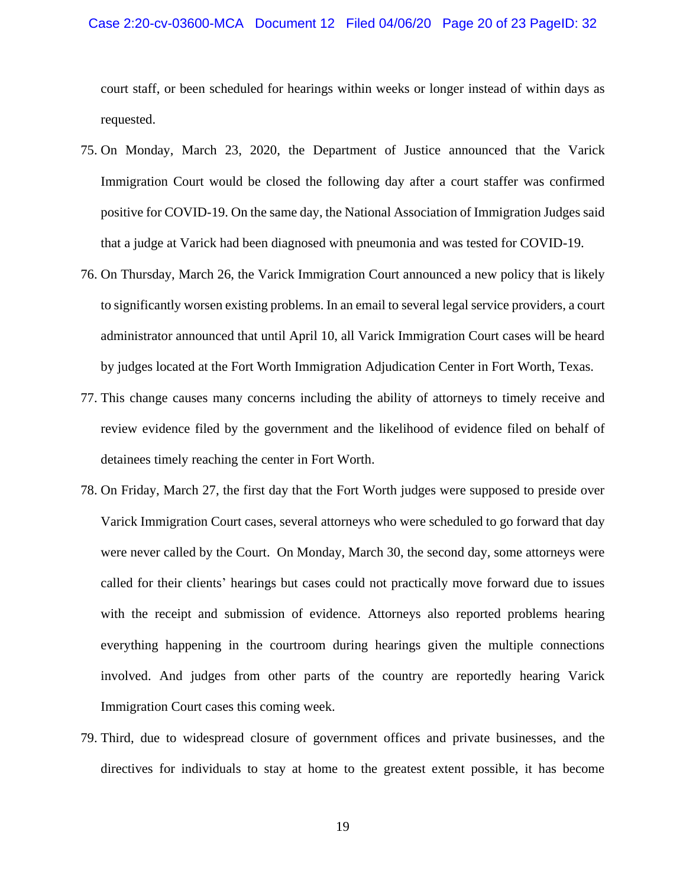court staff, or been scheduled for hearings within weeks or longer instead of within days as requested.

75. On Monday, March 23, 2020, the Department of Justice announced that the Varick Immigration Court would be closed the following day after a court staffer was confirmed positive for COVID-19. On the same day, the National Association of Immigration Judges said that a judge at Varick had been diagnosed with pneumonia and was tested for COVID-19.

76. On Thursday, March 26, the Varick Immigration Court announced a new policy that is likely to significantly worsen existing problems. In an email to several legal service providers, a court administrator announced that until April 10, all Varick Immigration Court cases will be heard by judges located at the Fort Worth Immigration Adjudication Center in Fort Worth, Texas.

77. This change causes many concerns including the ability of attorneys to timely receive and review evidence filed by the government and the likelihood of evidence filed on behalf of detainees timely reaching the center in Fort Worth.

78. On Friday, March 27, the first day that the Fort Worth judges were supposed to preside over Varick Immigration Court cases, several attorneys who were scheduled to go forward that day were never called by the Court. On Monday, March 30, the second day, some attorneys were called for their clients' hearings but cases could not practically move forward due to issues with the receipt and submission of evidence. Attorneys also reported problems hearing everything happening in the courtroom during hearings given the multiple connections involved. And judges from other parts of the country are reportedly hearing Varick Immigration Court cases this coming week.

79. Third, due to widespread closure of government offices and private businesses, and the directives for individuals to stay at home to the greatest extent possible, it has become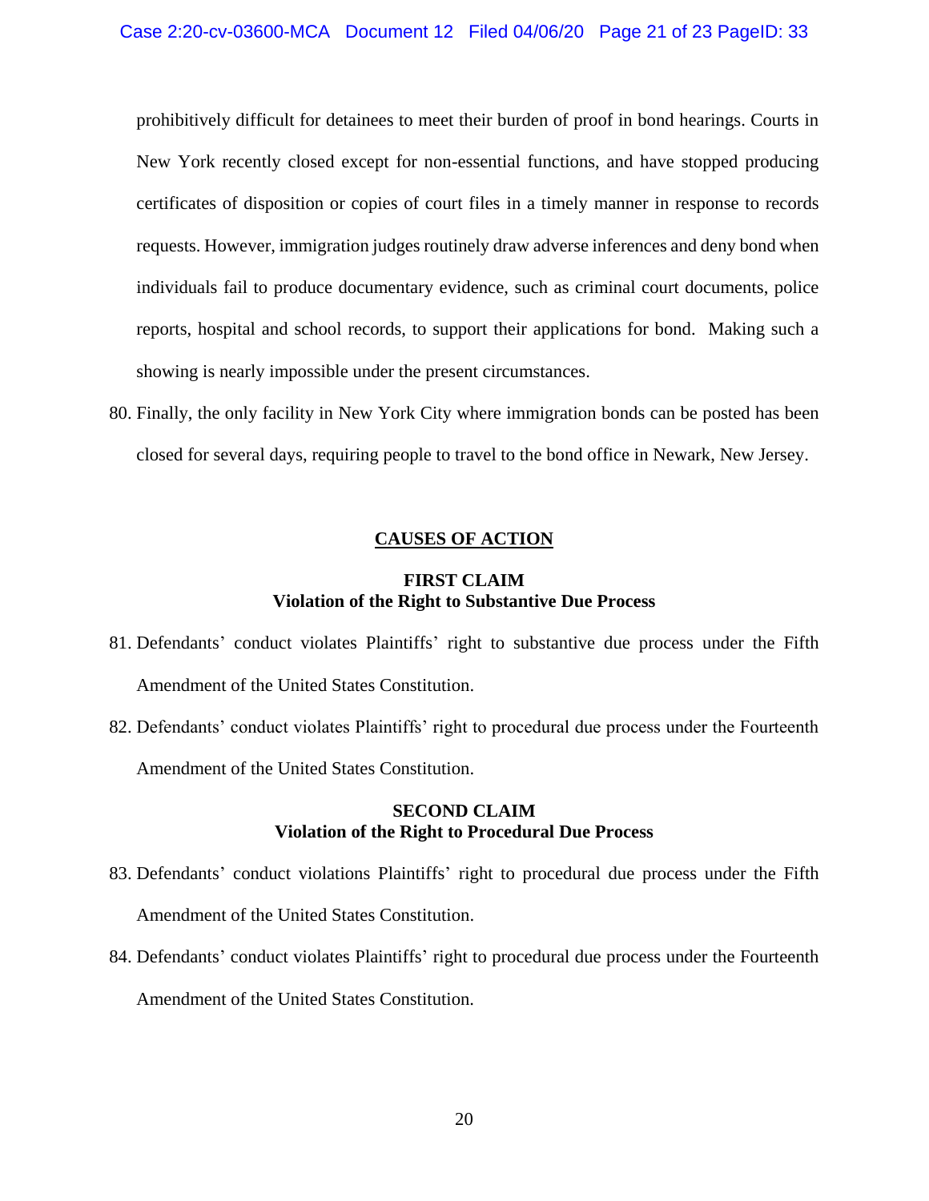prohibitively difficult for detainees to meet their burden of proof in bond hearings. Courts in New York recently closed except for non-essential functions, and have stopped producing certificates of disposition or copies of court files in a timely manner in response to records requests. However, immigration judges routinely draw adverse inferences and deny bond when individuals fail to produce documentary evidence, such as criminal court documents, police reports, hospital and school records, to support their applications for bond. Making such a showing is nearly impossible under the present circumstances.

80. Finally, the only facility in New York City where immigration bonds can be posted has been closed for several days, requiring people to travel to the bond office in Newark, New Jersey.

## CAUSES OF ACTION

### FIRST CLAIM
### Violation of the Right to Substantive Due Process

81. Defendants' conduct violates Plaintiffs' right to substantive due process under the Fifth Amendment of the United States Constitution.

82. Defendants' conduct violates Plaintiffs' right to procedural due process under the Fourteenth Amendment of the United States Constitution.

### SECOND CLAIM
### Violation of the Right to Procedural Due Process

83. Defendants' conduct violations Plaintiffs' right to procedural due process under the Fifth Amendment of the United States Constitution.

84. Defendants' conduct violates Plaintiffs' right to procedural due process under the Fourteenth Amendment of the United States Constitution.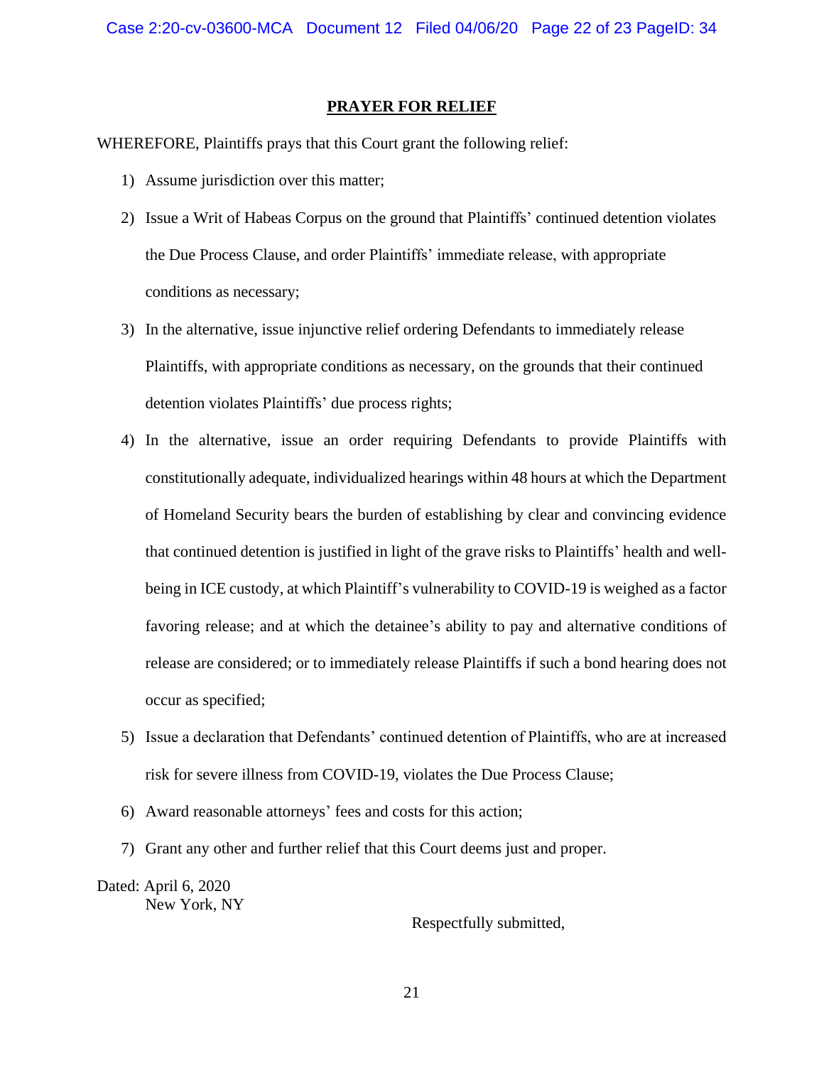## PRAYER FOR RELIEF

WHEREFORE, Plaintiffs prays that this Court grant the following relief:

1) Assume jurisdiction over this matter;
2) Issue a Writ of Habeas Corpus on the ground that Plaintiffs' continued detention violates the Due Process Clause, and order Plaintiffs' immediate release, with appropriate conditions as necessary;
3) In the alternative, issue injunctive relief ordering Defendants to immediately release Plaintiffs, with appropriate conditions as necessary, on the grounds that their continued detention violates Plaintiffs' due process rights;
4) In the alternative, issue an order requiring Defendants to provide Plaintiffs with constitutionally adequate, individualized hearings within 48 hours at which the Department of Homeland Security bears the burden of establishing by clear and convincing evidence that continued detention is justified in light of the grave risks to Plaintiffs' health and well-being in ICE custody, at which Plaintiff's vulnerability to COVID-19 is weighed as a factor favoring release; and at which the detainee's ability to pay and alternative conditions of release are considered; or to immediately release Plaintiffs if such a bond hearing does not occur as specified;
5) Issue a declaration that Defendants' continued detention of Plaintiffs, who are at increased risk for severe illness from COVID-19, violates the Due Process Clause;
6) Award reasonable attorneys' fees and costs for this action;
7) Grant any other and further relief that this Court deems just and proper.

Dated: April 6, 2020
New York, NY

Respectfully submitted,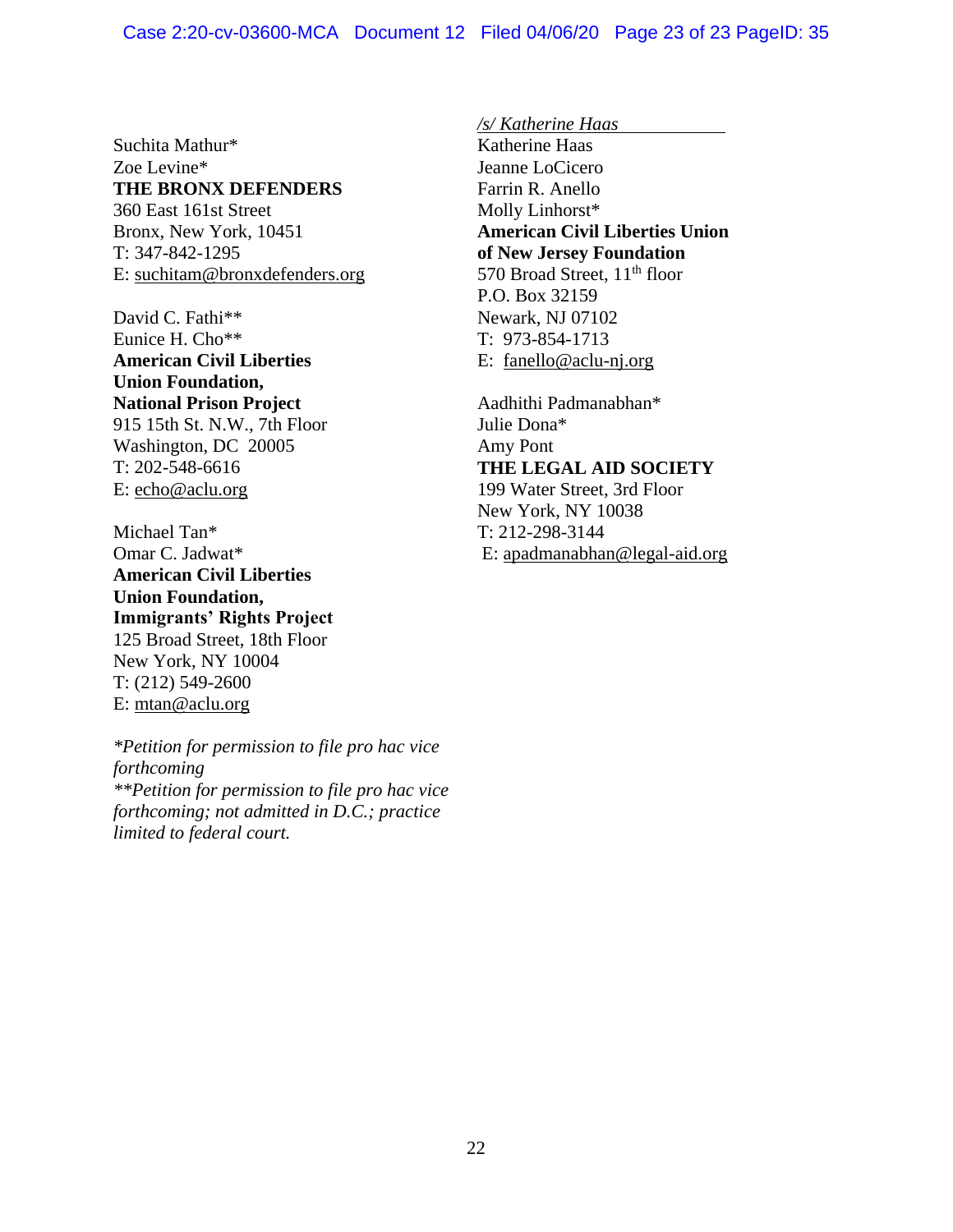/s/ Katherine Haas
Katherine Haas
Jeanne LoCicero
Farrin R. Anello
Molly Linhorst*
**American Civil Liberties Union of New Jersey Foundation**
570 Broad Street, 11th floor
P.O. Box 32159
Newark, NJ 07102
T: 973-854-1713
E: fanello@aclu-nj.org

Suchita Mathur*
Zoe Levine*
**THE BRONX DEFENDERS**
360 East 161st Street
Bronx, New York, 10451
T: 347-842-1295
E: suchitam@bronxdefenders.org

David C. Fathi**
Eunice H. Cho**
**American Civil Liberties Union Foundation, National Prison Project**
915 15th St. N.W., 7th Floor
Washington, DC 20005
T: 202-548-6616
E: echo@aclu.org

Michael Tan*
Omar C. Jadwat*
**American Civil Liberties Union Foundation, Immigrants' Rights Project**
125 Broad Street, 18th Floor
New York, NY 10004
T: (212) 549-2600
E: mtan@aclu.org

Aadhithi Padmanabhan*
Julie Dona*
Amy Pont
**THE LEGAL AID SOCIETY**
199 Water Street, 3rd Floor
New York, NY 10038
T: 212-298-3144
E: apadmanabhan@legal-aid.org

*\*Petition for permission to file pro hac vice forthcoming*
*\*\*Petition for permission to file pro hac vice forthcoming; not admitted in D.C.; practice limited to federal court.*